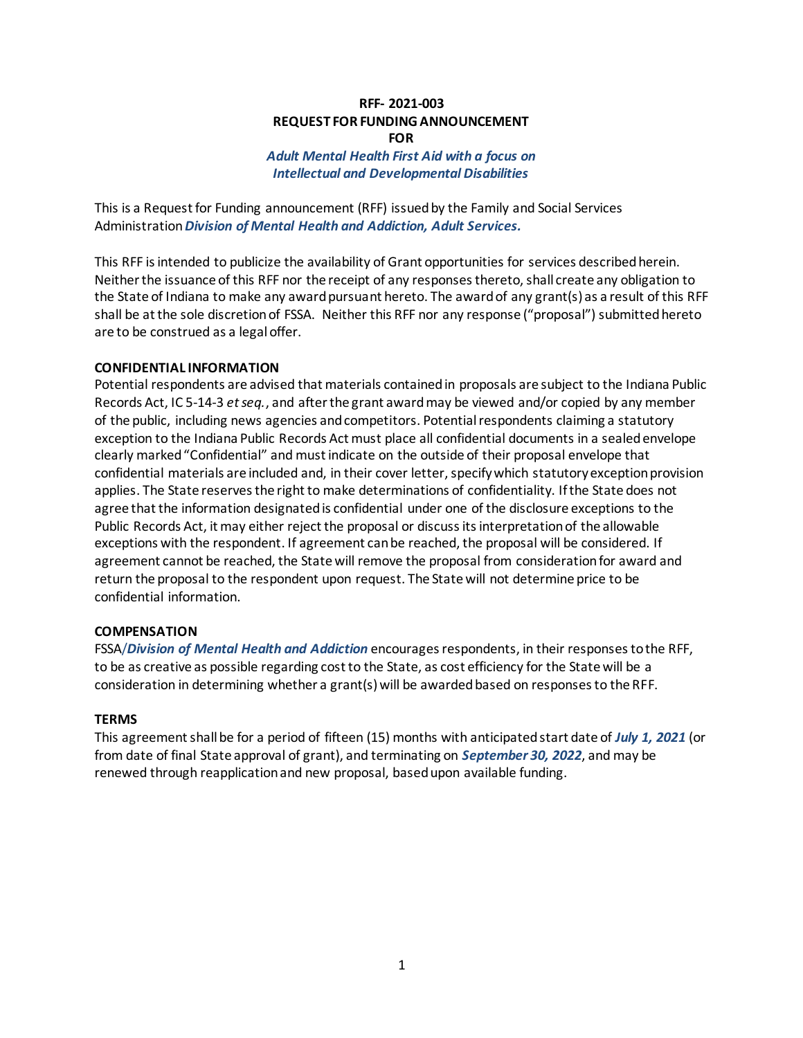**RFF- 2021-003**
**REQUEST FOR FUNDING ANNOUNCEMENT**
**FOR**
***Adult Mental Health First Aid with a focus on Intellectual and Developmental Disabilities***

This is a Request for Funding announcement (RFF) issued by the Family and Social Services Administration ***Division of Mental Health and Addiction, Adult Services.***

This RFF is intended to publicize the availability of Grant opportunities for services described herein. Neither the issuance of this RFF nor the receipt of any responses thereto, shall create any obligation to the State of Indiana to make any award pursuant hereto. The award of any grant(s) as a result of this RFF shall be at the sole discretion of FSSA. Neither this RFF nor any response ("proposal") submitted hereto are to be construed as a legal offer.

**CONFIDENTIAL INFORMATION**

Potential respondents are advised that materials contained in proposals are subject to the Indiana Public Records Act, IC 5-14-3 *et seq.*, and after the grant award may be viewed and/or copied by any member of the public, including news agencies and competitors. Potential respondents claiming a statutory exception to the Indiana Public Records Act must place all confidential documents in a sealed envelope clearly marked "Confidential" and must indicate on the outside of their proposal envelope that confidential materials are included and, in their cover letter, specify which statutory exception provision applies. The State reserves the right to make determinations of confidentiality. If the State does not agree that the information designated is confidential under one of the disclosure exceptions to the Public Records Act, it may either reject the proposal or discuss its interpretation of the allowable exceptions with the respondent. If agreement can be reached, the proposal will be considered. If agreement cannot be reached, the State will remove the proposal from consideration for award and return the proposal to the respondent upon request. The State will not determine price to be confidential information.

**COMPENSATION**

FSSA/***Division of Mental Health and Addiction*** encourages respondents, in their responses to the RFF, to be as creative as possible regarding cost to the State, as cost efficiency for the State will be a consideration in determining whether a grant(s) will be awarded based on responses to the RFF.

**TERMS**

This agreement shall be for a period of fifteen (15) months with anticipated start date of ***July 1, 2021*** (or from date of final State approval of grant), and terminating on ***September 30, 2022***, and may be renewed through reapplication and new proposal, based upon available funding.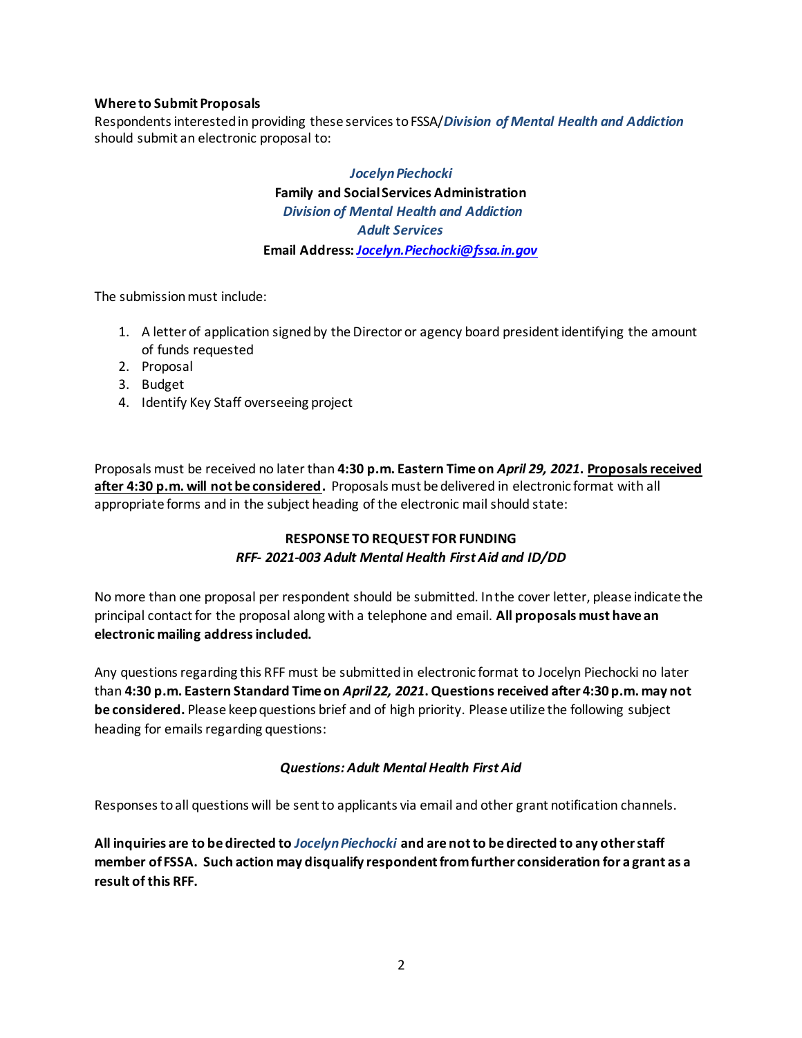**Where to Submit Proposals**

Respondents interested in providing these services to FSSA/***Division of Mental Health and Addiction*** should submit an electronic proposal to:

***Jocelyn Piechocki***
**Family and Social Services Administration**
***Division of Mental Health and Addiction***
***Adult Services***
**Email Address: *Jocelyn.Piechocki@fssa.in.gov***

The submission must include:

1. A letter of application signed by the Director or agency board president identifying the amount of funds requested
2. Proposal
3. Budget
4. Identify Key Staff overseeing project

Proposals must be received no later than **4:30 p.m. Eastern Time on *April 29, 2021*. Proposals received after 4:30 p.m. will not be considered.** Proposals must be delivered in electronic format with all appropriate forms and in the subject heading of the electronic mail should state:

**RESPONSE TO REQUEST FOR FUNDING**
***RFF- 2021-003 Adult Mental Health First Aid and ID/DD***

No more than one proposal per respondent should be submitted. In the cover letter, please indicate the principal contact for the proposal along with a telephone and email. **All proposals must have an electronic mailing address included.**

Any questions regarding this RFF must be submitted in electronic format to Jocelyn Piechocki no later than **4:30 p.m. Eastern Standard Time on *April 22, 2021*. Questions received after 4:30 p.m. may not be considered.** Please keep questions brief and of high priority. Please utilize the following subject heading for emails regarding questions:

***Questions: Adult Mental Health First Aid***

Responses to all questions will be sent to applicants via email and other grant notification channels.

**All inquiries are to be directed to *Jocelyn Piechocki* and are not to be directed to any other staff member of FSSA. Such action may disqualify respondent from further consideration for a grant as a result of this RFF.**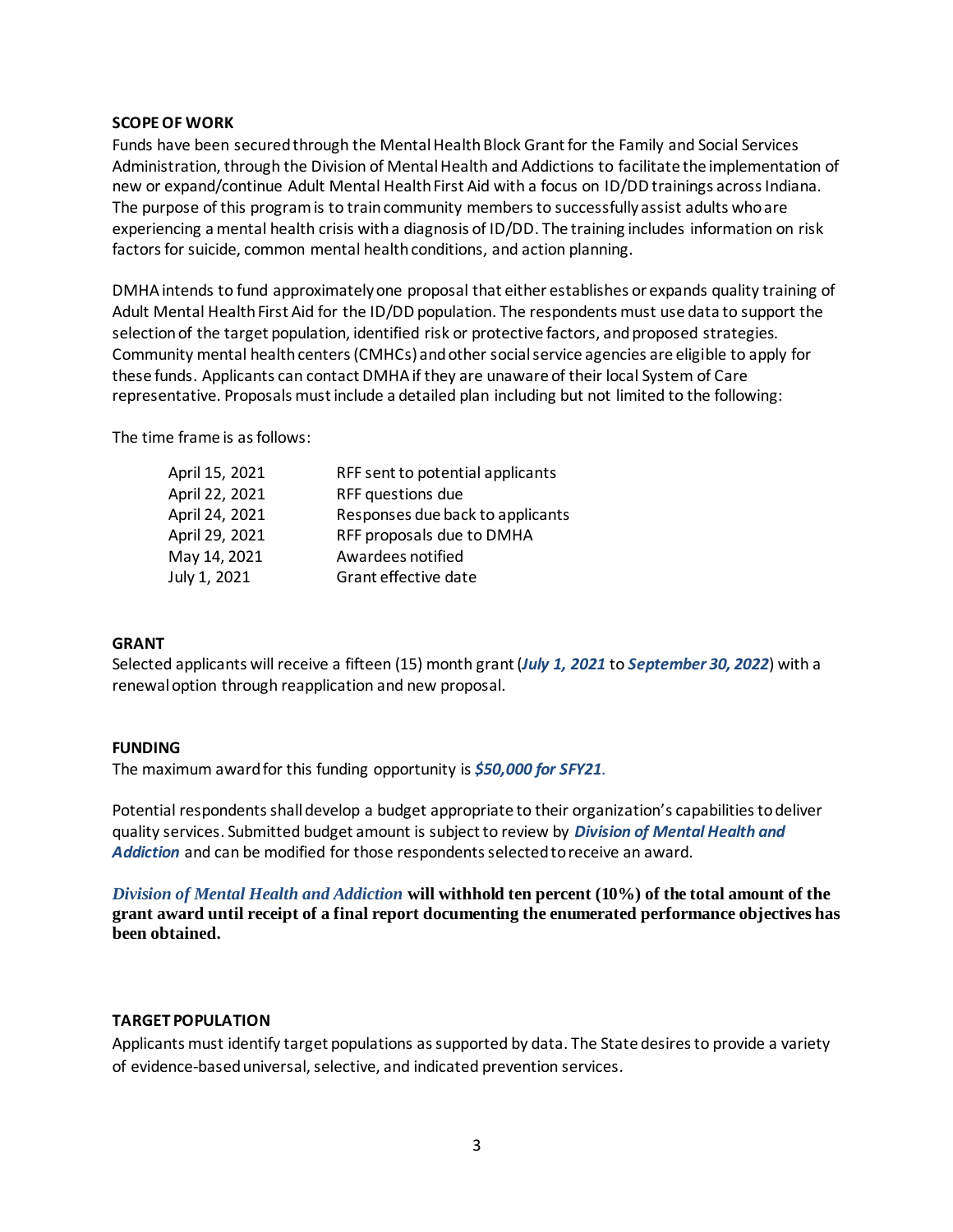**SCOPE OF WORK**

Funds have been secured through the Mental Health Block Grant for the Family and Social Services Administration, through the Division of Mental Health and Addictions to facilitate the implementation of new or expand/continue Adult Mental Health First Aid with a focus on ID/DD trainings across Indiana. The purpose of this program is to train community members to successfully assist adults who are experiencing a mental health crisis with a diagnosis of ID/DD. The training includes information on risk factors for suicide, common mental health conditions, and action planning.

DMHA intends to fund approximately one proposal that either establishes or expands quality training of Adult Mental Health First Aid for the ID/DD population. The respondents must use data to support the selection of the target population, identified risk or protective factors, and proposed strategies. Community mental health centers (CMHCs) and other social service agencies are eligible to apply for these funds. Applicants can contact DMHA if they are unaware of their local System of Care representative. Proposals must include a detailed plan including but not limited to the following:

The time frame is as follows:

| | |
|---|---|
| April 15, 2021 | RFF sent to potential applicants |
| April 22, 2021 | RFF questions due |
| April 24, 2021 | Responses due back to applicants |
| April 29, 2021 | RFF proposals due to DMHA |
| May 14, 2021 | Awardees notified |
| July 1, 2021 | Grant effective date |

**GRANT**

Selected applicants will receive a fifteen (15) month grant (***July 1, 2021*** to ***September 30, 2022***) with a renewal option through reapplication and new proposal.

**FUNDING**

The maximum award for this funding opportunity is ***$50,000 for SFY21***.

Potential respondents shall develop a budget appropriate to their organization's capabilities to deliver quality services. Submitted budget amount is subject to review by ***Division of Mental Health and Addiction*** and can be modified for those respondents selected to receive an award.

***Division of Mental Health and Addiction*** **will withhold ten percent (10%) of the total amount of the grant award until receipt of a final report documenting the enumerated performance objectives has been obtained.**

**TARGET POPULATION**

Applicants must identify target populations as supported by data. The State desires to provide a variety of evidence-based universal, selective, and indicated prevention services.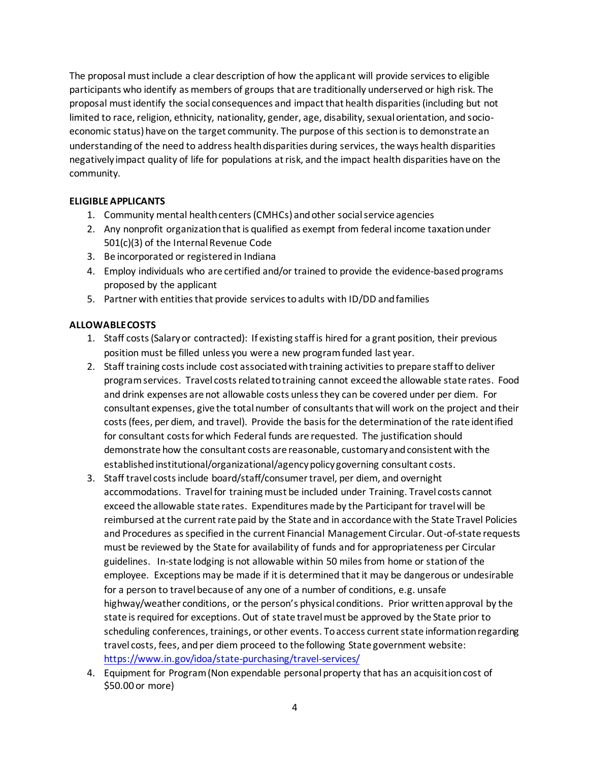The proposal must include a clear description of how the applicant will provide services to eligible participants who identify as members of groups that are traditionally underserved or high risk. The proposal must identify the social consequences and impact that health disparities (including but not limited to race, religion, ethnicity, nationality, gender, age, disability, sexual orientation, and socio-economic status) have on the target community. The purpose of this section is to demonstrate an understanding of the need to address health disparities during services, the ways health disparities negatively impact quality of life for populations at risk, and the impact health disparities have on the community.

**ELIGIBLE APPLICANTS**

1. Community mental health centers (CMHCs) and other social service agencies
2. Any nonprofit organization that is qualified as exempt from federal income taxation under 501(c)(3) of the Internal Revenue Code
3. Be incorporated or registered in Indiana
4. Employ individuals who are certified and/or trained to provide the evidence-based programs proposed by the applicant
5. Partner with entities that provide services to adults with ID/DD and families

**ALLOWABLE COSTS**

1. Staff costs (Salary or contracted): If existing staff is hired for a grant position, their previous position must be filled unless you were a new program funded last year.
2. Staff training costs include cost associated with training activities to prepare staff to deliver program services. Travel costs related to training cannot exceed the allowable state rates. Food and drink expenses are not allowable costs unless they can be covered under per diem. For consultant expenses, give the total number of consultants that will work on the project and their costs (fees, per diem, and travel). Provide the basis for the determination of the rate identified for consultant costs for which Federal funds are requested. The justification should demonstrate how the consultant costs are reasonable, customary and consistent with the established institutional/organizational/agency policy governing consultant costs.
3. Staff travel costs include board/staff/consumer travel, per diem, and overnight accommodations. Travel for training must be included under Training. Travel costs cannot exceed the allowable state rates. Expenditures made by the Participant for travel will be reimbursed at the current rate paid by the State and in accordance with the State Travel Policies and Procedures as specified in the current Financial Management Circular. Out-of-state requests must be reviewed by the State for availability of funds and for appropriateness per Circular guidelines. In-state lodging is not allowable within 50 miles from home or station of the employee. Exceptions may be made if it is determined that it may be dangerous or undesirable for a person to travel because of any one of a number of conditions, e.g. unsafe highway/weather conditions, or the person's physical conditions. Prior written approval by the state is required for exceptions. Out of state travel must be approved by the State prior to scheduling conferences, trainings, or other events. To access current state information regarding travel costs, fees, and per diem proceed to the following State government website: https://www.in.gov/idoa/state-purchasing/travel-services/
4. Equipment for Program (Non expendable personal property that has an acquisition cost of $50.00 or more)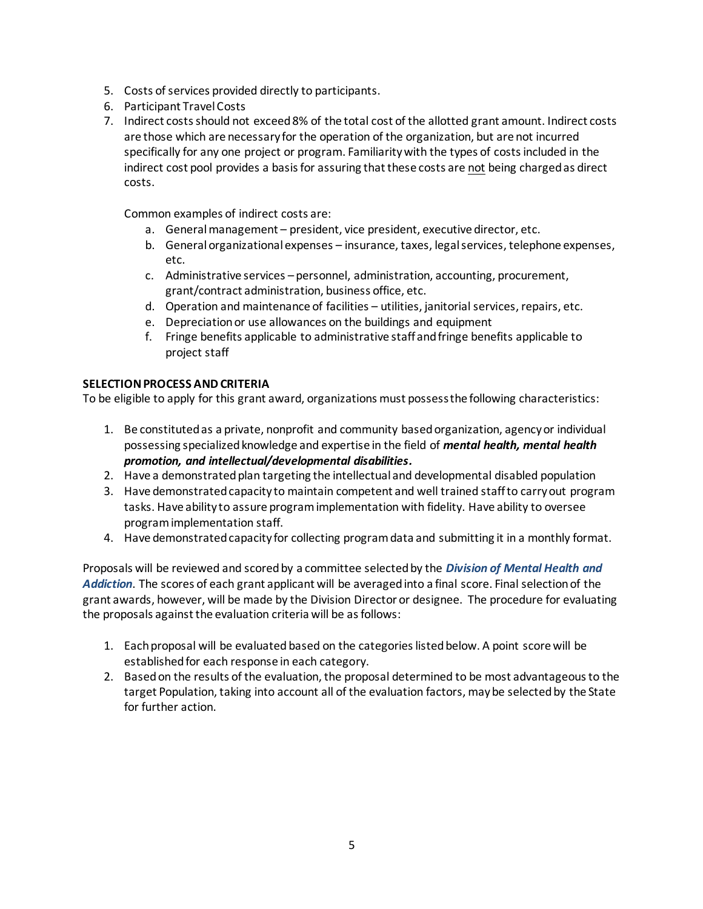5. Costs of services provided directly to participants.
6. Participant Travel Costs
7. Indirect costs should not exceed 8% of the total cost of the allotted grant amount. Indirect costs are those which are necessary for the operation of the organization, but are not incurred specifically for any one project or program. Familiarity with the types of costs included in the indirect cost pool provides a basis for assuring that these costs are not being charged as direct costs.

   Common examples of indirect costs are:

   a. General management – president, vice president, executive director, etc.
   b. General organizational expenses – insurance, taxes, legal services, telephone expenses, etc.
   c. Administrative services – personnel, administration, accounting, procurement, grant/contract administration, business office, etc.
   d. Operation and maintenance of facilities – utilities, janitorial services, repairs, etc.
   e. Depreciation or use allowances on the buildings and equipment
   f. Fringe benefits applicable to administrative staff and fringe benefits applicable to project staff

**SELECTION PROCESS AND CRITERIA**

To be eligible to apply for this grant award, organizations must possess the following characteristics:

1. Be constituted as a private, nonprofit and community based organization, agency or individual possessing specialized knowledge and expertise in the field of ***mental health, mental health promotion, and intellectual/developmental disabilities.***
2. Have a demonstrated plan targeting the intellectual and developmental disabled population
3. Have demonstrated capacity to maintain competent and well trained staff to carry out program tasks. Have ability to assure program implementation with fidelity. Have ability to oversee program implementation staff.
4. Have demonstrated capacity for collecting program data and submitting it in a monthly format.

Proposals will be reviewed and scored by a committee selected by the ***Division of Mental Health and Addiction***. The scores of each grant applicant will be averaged into a final score. Final selection of the grant awards, however, will be made by the Division Director or designee. The procedure for evaluating the proposals against the evaluation criteria will be as follows:

1. Each proposal will be evaluated based on the categories listed below. A point score will be established for each response in each category.
2. Based on the results of the evaluation, the proposal determined to be most advantageous to the target Population, taking into account all of the evaluation factors, may be selected by the State for further action.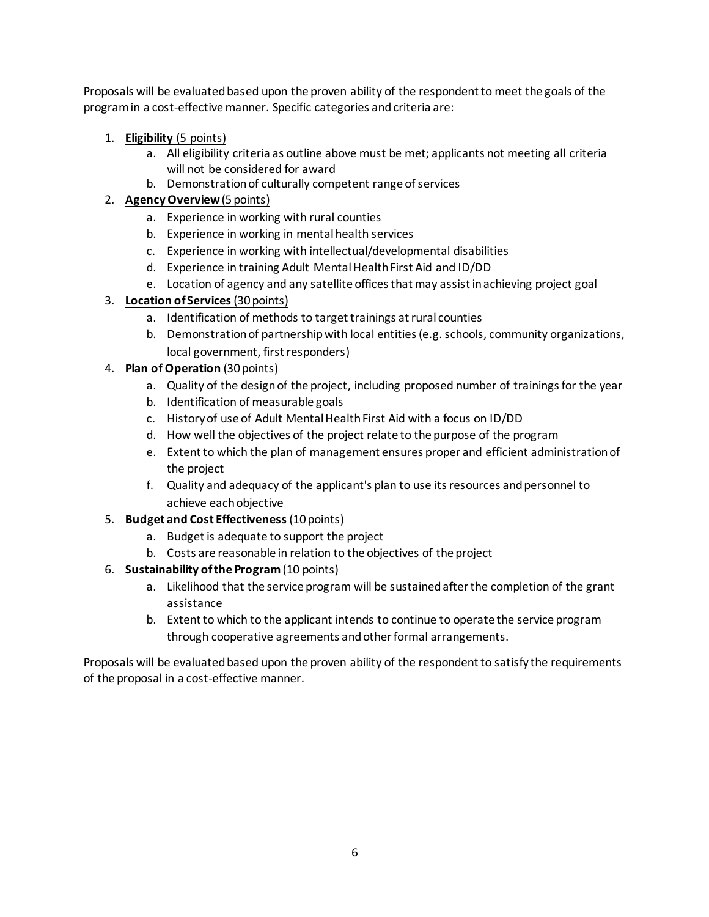Proposals will be evaluated based upon the proven ability of the respondent to meet the goals of the program in a cost-effective manner. Specific categories and criteria are:

1. **Eligibility** (5 points)
    a. All eligibility criteria as outline above must be met; applicants not meeting all criteria will not be considered for award
    b. Demonstration of culturally competent range of services
2. **Agency Overview** (5 points)
    a. Experience in working with rural counties
    b. Experience in working in mental health services
    c. Experience in working with intellectual/developmental disabilities
    d. Experience in training Adult Mental Health First Aid and ID/DD
    e. Location of agency and any satellite offices that may assist in achieving project goal
3. **Location of Services** (30 points)
    a. Identification of methods to target trainings at rural counties
    b. Demonstration of partnership with local entities (e.g. schools, community organizations, local government, first responders)
4. **Plan of Operation** (30 points)
    a. Quality of the design of the project, including proposed number of trainings for the year
    b. Identification of measurable goals
    c. History of use of Adult Mental Health First Aid with a focus on ID/DD
    d. How well the objectives of the project relate to the purpose of the program
    e. Extent to which the plan of management ensures proper and efficient administration of the project
    f. Quality and adequacy of the applicant's plan to use its resources and personnel to achieve each objective
5. **Budget and Cost Effectiveness** (10 points)
    a. Budget is adequate to support the project
    b. Costs are reasonable in relation to the objectives of the project
6. **Sustainability of the Program** (10 points)
    a. Likelihood that the service program will be sustained after the completion of the grant assistance
    b. Extent to which to the applicant intends to continue to operate the service program through cooperative agreements and other formal arrangements.

Proposals will be evaluated based upon the proven ability of the respondent to satisfy the requirements of the proposal in a cost-effective manner.